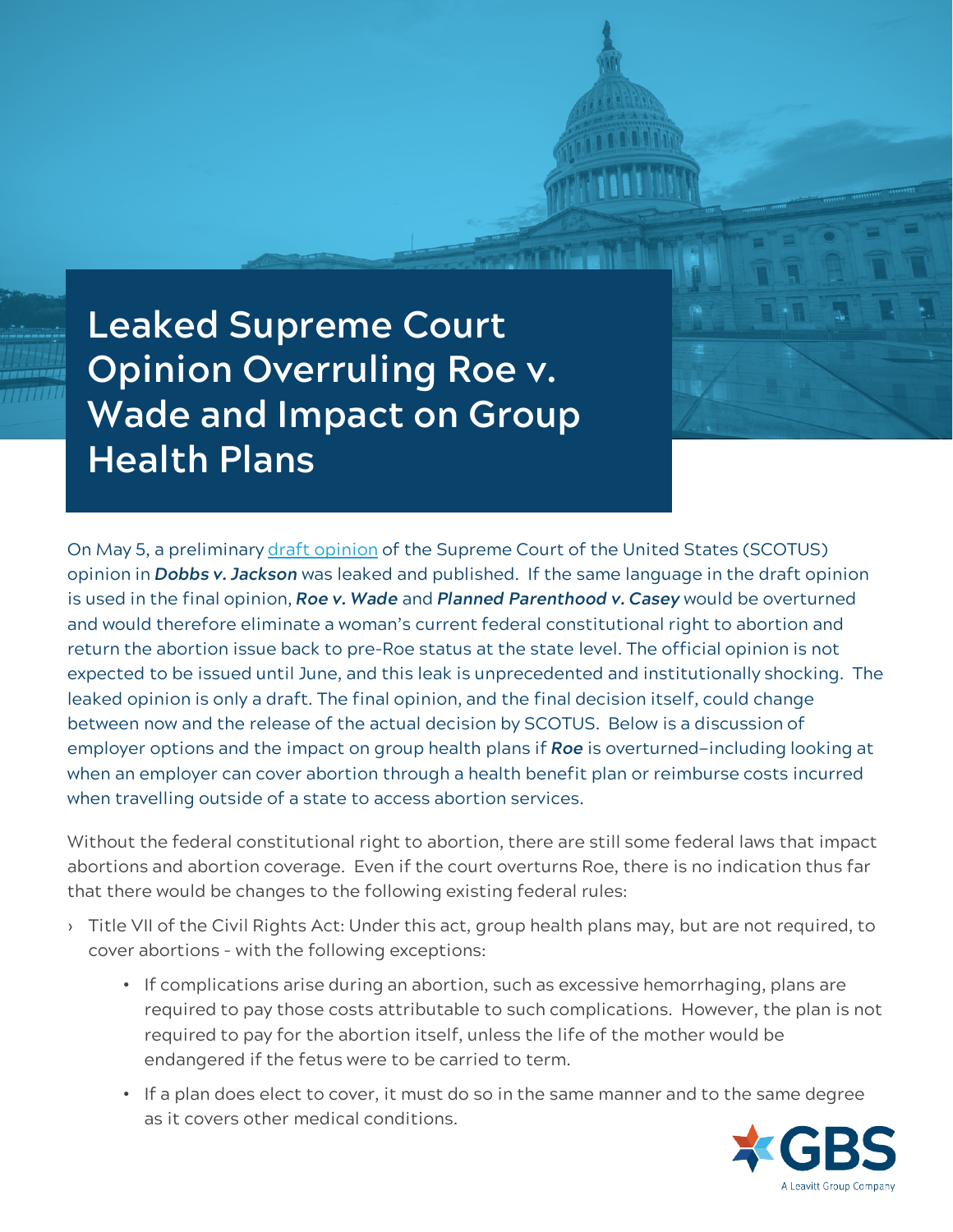# Leaked Supreme Court Opinion Overruling Roe v. Wade and Impact on Group Health Plans

On May 5, a preliminary [draft opinion]() of the Supreme Court of the United States (SCOTUS) opinion in ***Dobbs v. Jackson*** was leaked and published. If the same language in the draft opinion is used in the final opinion, ***Roe v. Wade*** and ***Planned Parenthood v. Casey*** would be overturned and would therefore eliminate a woman's current federal constitutional right to abortion and return the abortion issue back to pre-Roe status at the state level. The official opinion is not expected to be issued until June, and this leak is unprecedented and institutionally shocking. The leaked opinion is only a draft. The final opinion, and the final decision itself, could change between now and the release of the actual decision by SCOTUS. Below is a discussion of employer options and the impact on group health plans if ***Roe*** is overturned–including looking at when an employer can cover abortion through a health benefit plan or reimburse costs incurred when travelling outside of a state to access abortion services.

Without the federal constitutional right to abortion, there are still some federal laws that impact abortions and abortion coverage. Even if the court overturns Roe, there is no indication thus far that there would be changes to the following existing federal rules:

- Title VII of the Civil Rights Act: Under this act, group health plans may, but are not required, to cover abortions - with the following exceptions:
  - If complications arise during an abortion, such as excessive hemorrhaging, plans are required to pay those costs attributable to such complications. However, the plan is not required to pay for the abortion itself, unless the life of the mother would be endangered if the fetus were to be carried to term.
  - If a plan does elect to cover, it must do so in the same manner and to the same degree as it covers other medical conditions.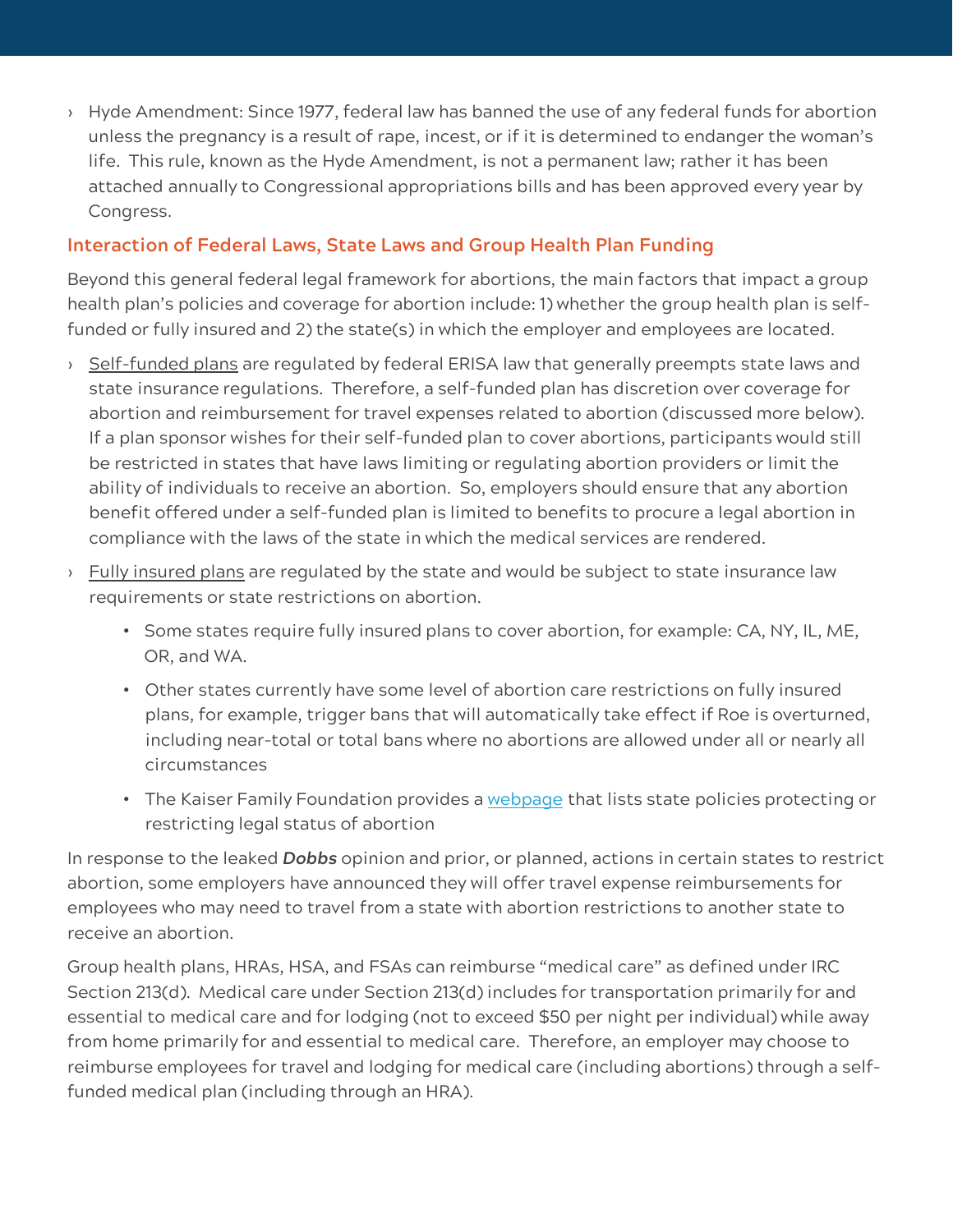- Hyde Amendment: Since 1977, federal law has banned the use of any federal funds for abortion unless the pregnancy is a result of rape, incest, or if it is determined to endanger the woman's life. This rule, known as the Hyde Amendment, is not a permanent law; rather it has been attached annually to Congressional appropriations bills and has been approved every year by Congress.

## Interaction of Federal Laws, State Laws and Group Health Plan Funding

Beyond this general federal legal framework for abortions, the main factors that impact a group health plan's policies and coverage for abortion include: 1) whether the group health plan is self-funded or fully insured and 2) the state(s) in which the employer and employees are located.

- Self-funded plans are regulated by federal ERISA law that generally preempts state laws and state insurance regulations. Therefore, a self-funded plan has discretion over coverage for abortion and reimbursement for travel expenses related to abortion (discussed more below). If a plan sponsor wishes for their self-funded plan to cover abortions, participants would still be restricted in states that have laws limiting or regulating abortion providers or limit the ability of individuals to receive an abortion. So, employers should ensure that any abortion benefit offered under a self-funded plan is limited to benefits to procure a legal abortion in compliance with the laws of the state in which the medical services are rendered.
- Fully insured plans are regulated by the state and would be subject to state insurance law requirements or state restrictions on abortion.
  - Some states require fully insured plans to cover abortion, for example: CA, NY, IL, ME, OR, and WA.
  - Other states currently have some level of abortion care restrictions on fully insured plans, for example, trigger bans that will automatically take effect if Roe is overturned, including near-total or total bans where no abortions are allowed under all or nearly all circumstances
  - The Kaiser Family Foundation provides a webpage that lists state policies protecting or restricting legal status of abortion

In response to the leaked ***Dobbs*** opinion and prior, or planned, actions in certain states to restrict abortion, some employers have announced they will offer travel expense reimbursements for employees who may need to travel from a state with abortion restrictions to another state to receive an abortion.

Group health plans, HRAs, HSA, and FSAs can reimburse "medical care" as defined under IRC Section 213(d). Medical care under Section 213(d) includes for transportation primarily for and essential to medical care and for lodging (not to exceed $50 per night per individual) while away from home primarily for and essential to medical care. Therefore, an employer may choose to reimburse employees for travel and lodging for medical care (including abortions) through a self-funded medical plan (including through an HRA).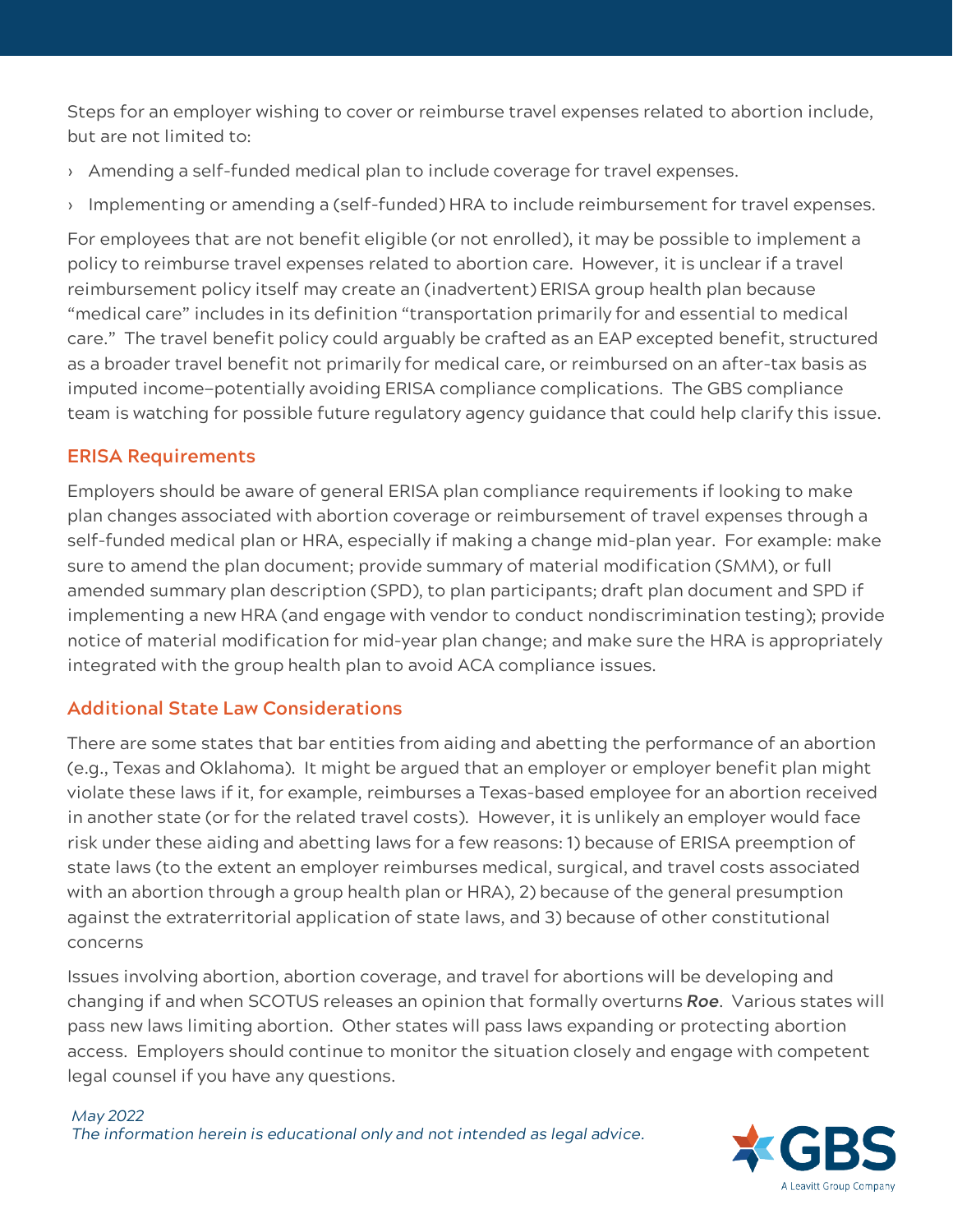Steps for an employer wishing to cover or reimburse travel expenses related to abortion include, but are not limited to:

- Amending a self-funded medical plan to include coverage for travel expenses.
- Implementing or amending a (self-funded) HRA to include reimbursement for travel expenses.

For employees that are not benefit eligible (or not enrolled), it may be possible to implement a policy to reimburse travel expenses related to abortion care. However, it is unclear if a travel reimbursement policy itself may create an (inadvertent) ERISA group health plan because "medical care" includes in its definition "transportation primarily for and essential to medical care." The travel benefit policy could arguably be crafted as an EAP excepted benefit, structured as a broader travel benefit not primarily for medical care, or reimbursed on an after-tax basis as imputed income–potentially avoiding ERISA compliance complications. The GBS compliance team is watching for possible future regulatory agency guidance that could help clarify this issue.

## ERISA Requirements

Employers should be aware of general ERISA plan compliance requirements if looking to make plan changes associated with abortion coverage or reimbursement of travel expenses through a self-funded medical plan or HRA, especially if making a change mid-plan year. For example: make sure to amend the plan document; provide summary of material modification (SMM), or full amended summary plan description (SPD), to plan participants; draft plan document and SPD if implementing a new HRA (and engage with vendor to conduct nondiscrimination testing); provide notice of material modification for mid-year plan change; and make sure the HRA is appropriately integrated with the group health plan to avoid ACA compliance issues.

## Additional State Law Considerations

There are some states that bar entities from aiding and abetting the performance of an abortion (e.g., Texas and Oklahoma). It might be argued that an employer or employer benefit plan might violate these laws if it, for example, reimburses a Texas-based employee for an abortion received in another state (or for the related travel costs). However, it is unlikely an employer would face risk under these aiding and abetting laws for a few reasons: 1) because of ERISA preemption of state laws (to the extent an employer reimburses medical, surgical, and travel costs associated with an abortion through a group health plan or HRA), 2) because of the general presumption against the extraterritorial application of state laws, and 3) because of other constitutional concerns

Issues involving abortion, abortion coverage, and travel for abortions will be developing and changing if and when SCOTUS releases an opinion that formally overturns ***Roe***. Various states will pass new laws limiting abortion. Other states will pass laws expanding or protecting abortion access. Employers should continue to monitor the situation closely and engage with competent legal counsel if you have any questions.

*May 2022*
*The information herein is educational only and not intended as legal advice.*

GBS
A Leavitt Group Company